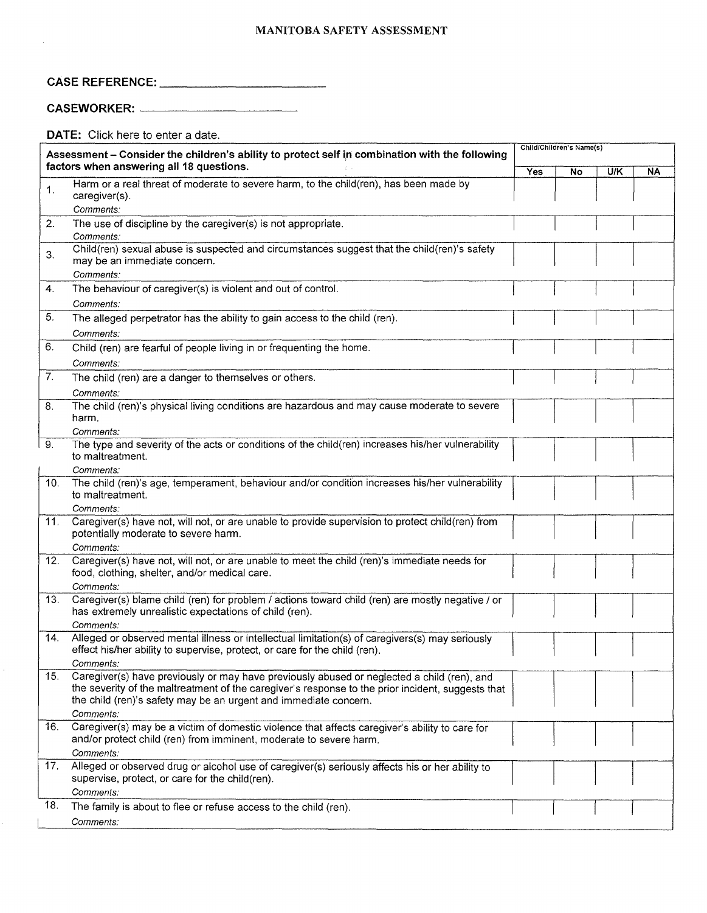# MANITOBA SAFETY ASSESSMENT

**CASE REFERENCE:** ___________________________

**CASEWORKER:** ___________________________

**DATE:** Click here to enter a date.

| **Assessment – Consider the children's ability to protect self in combination with the following factors when answering all 18 questions.** | Child/Children's Name(s) | | | |
|---|---|---|---|---|
| | **Yes** | **No** | **U/K** | **NA** |
| 1. Harm or a real threat of moderate to severe harm, to the child(ren), has been made by caregiver(s).<br>*Comments:* | | | | |
| 2. The use of discipline by the caregiver(s) is not appropriate.<br>*Comments:* | | | | |
| 3. Child(ren) sexual abuse is suspected and circumstances suggest that the child(ren)'s safety may be an immediate concern.<br>*Comments:* | | | | |
| 4. The behaviour of caregiver(s) is violent and out of control.<br>*Comments:* | | | | |
| 5. The alleged perpetrator has the ability to gain access to the child (ren).<br>*Comments:* | | | | |
| 6. Child (ren) are fearful of people living in or frequenting the home.<br>*Comments:* | | | | |
| 7. The child (ren) are a danger to themselves or others.<br>*Comments:* | | | | |
| 8. The child (ren)'s physical living conditions are hazardous and may cause moderate to severe harm.<br>*Comments:* | | | | |
| 9. The type and severity of the acts or conditions of the child(ren) increases his/her vulnerability to maltreatment.<br>*Comments:* | | | | |
| 10. The child (ren)'s age, temperament, behaviour and/or condition increases his/her vulnerability to maltreatment.<br>*Comments:* | | | | |
| 11. Caregiver(s) have not, will not, or are unable to provide supervision to protect child(ren) from potentially moderate to severe harm.<br>*Comments:* | | | | |
| 12. Caregiver(s) have not, will not, or are unable to meet the child (ren)'s immediate needs for food, clothing, shelter, and/or medical care.<br>*Comments:* | | | | |
| 13. Caregiver(s) blame child (ren) for problem / actions toward child (ren) are mostly negative / or has extremely unrealistic expectations of child (ren).<br>*Comments:* | | | | |
| 14. Alleged or observed mental illness or intellectual limitation(s) of caregivers(s) may seriously effect his/her ability to supervise, protect, or care for the child (ren).<br>*Comments:* | | | | |
| 15. Caregiver(s) have previously or may have previously abused or neglected a child (ren), and the severity of the maltreatment of the caregiver's response to the prior incident, suggests that the child (ren)'s safety may be an urgent and immediate concern.<br>*Comments:* | | | | |
| 16. Caregiver(s) may be a victim of domestic violence that affects caregiver's ability to care for and/or protect child (ren) from imminent, moderate to severe harm.<br>*Comments:* | | | | |
| 17. Alleged or observed drug or alcohol use of caregiver(s) seriously affects his or her ability to supervise, protect, or care for the child(ren).<br>*Comments:* | | | | |
| 18. The family is about to flee or refuse access to the child (ren).<br>*Comments:* | | | | |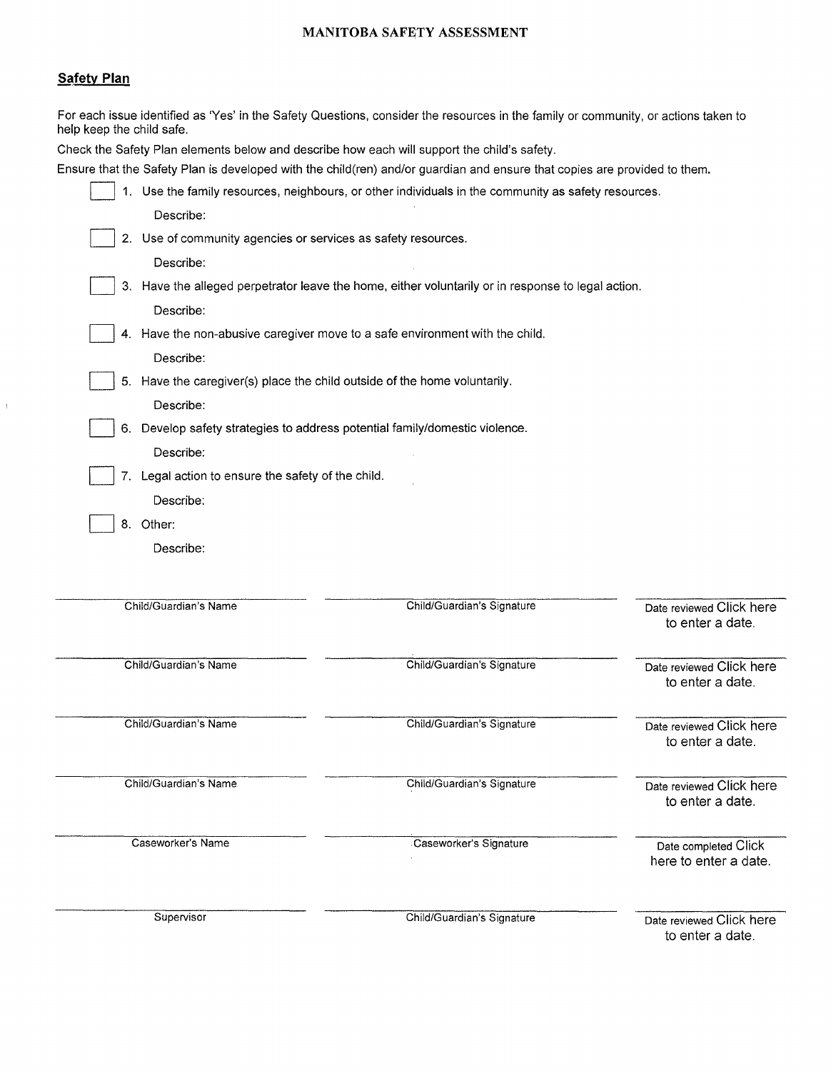**MANITOBA SAFETY ASSESSMENT**

## Safety Plan

For each issue identified as 'Yes' in the Safety Questions, consider the resources in the family or community, or actions taken to help keep the child safe.

Check the Safety Plan elements below and describe how each will support the child's safety.

Ensure that the Safety Plan is developed with the child(ren) and/or guardian and ensure that copies are provided to them.

☐ 1. Use the family resources, neighbours, or other individuals in the community as safety resources.

Describe:

☐ 2. Use of community agencies or services as safety resources.

Describe:

☐ 3. Have the alleged perpetrator leave the home, either voluntarily or in response to legal action.

Describe:

☐ 4. Have the non-abusive caregiver move to a safe environment with the child.

Describe:

☐ 5. Have the caregiver(s) place the child outside of the home voluntarily.

Describe:

☐ 6. Develop safety strategies to address potential family/domestic violence.

Describe:

☐ 7. Legal action to ensure the safety of the child.

Describe:

☐ 8. Other:

Describe:

| | | |
|---|---|---|
| Child/Guardian's Name | Child/Guardian's Signature | Date reviewed Click here to enter a date. |
| Child/Guardian's Name | Child/Guardian's Signature | Date reviewed Click here to enter a date. |
| Child/Guardian's Name | Child/Guardian's Signature | Date reviewed Click here to enter a date. |
| Child/Guardian's Name | Child/Guardian's Signature | Date reviewed Click here to enter a date. |
| Caseworker's Name | Caseworker's Signature | Date completed Click here to enter a date. |
| Supervisor | Child/Guardian's Signature | Date reviewed Click here to enter a date. |